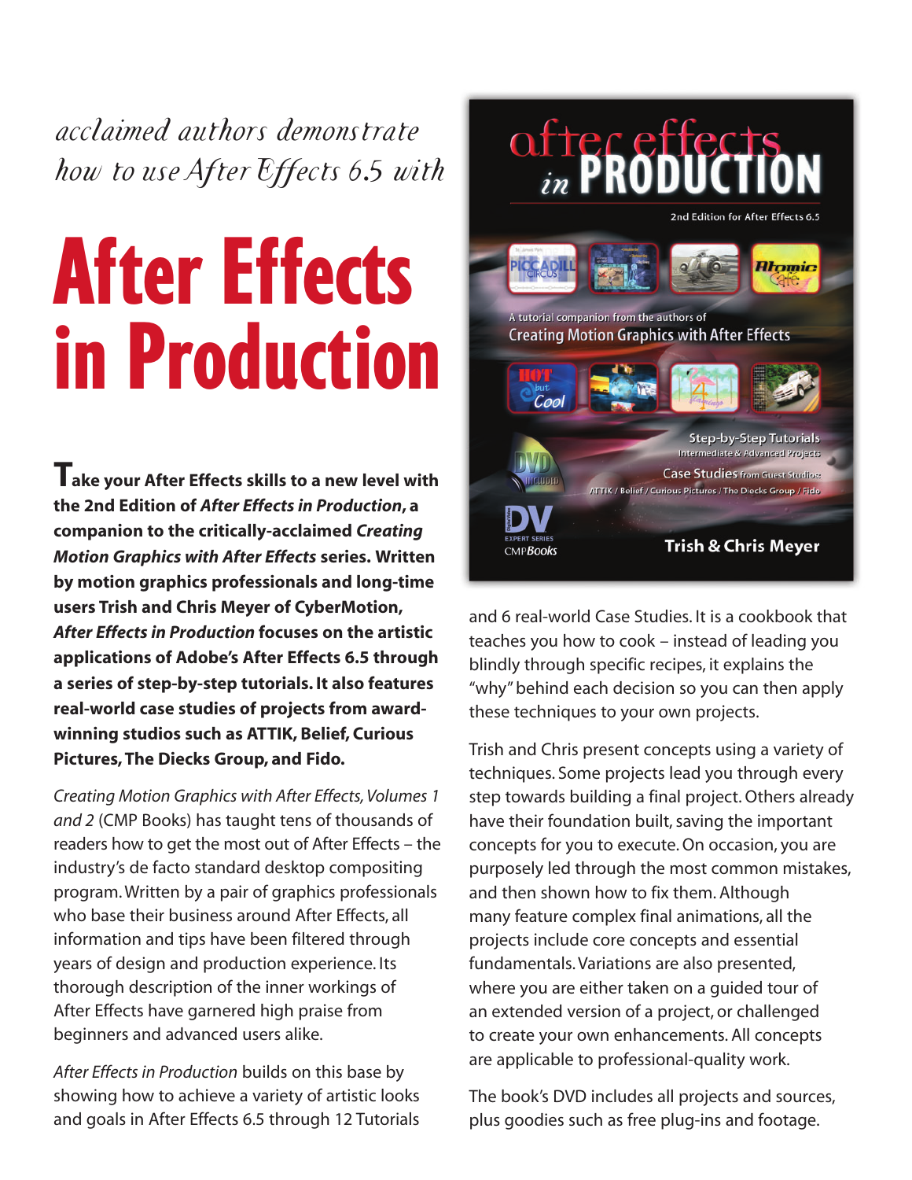*acclaimed authors demonstrate how to use After Effects 6.5 with*

# After Effects in Production

**Take your After Effects skills to a new level with the 2nd Edition of *After Effects in Production*, a companion to the critically-acclaimed *Creating Motion Graphics with After Effects* series. Written by motion graphics professionals and long-time users Trish and Chris Meyer of CyberMotion, *After Effects in Production* focuses on the artistic applications of Adobe's After Effects 6.5 through a series of step-by-step tutorials. It also features real-world case studies of projects from award-winning studios such as ATTIK, Belief, Curious Pictures, The Diecks Group, and Fido.**

*Creating Motion Graphics with After Effects, Volumes 1 and 2* (CMP Books) has taught tens of thousands of readers how to get the most out of After Effects – the industry's de facto standard desktop compositing program. Written by a pair of graphics professionals who base their business around After Effects, all information and tips have been filtered through years of design and production experience. Its thorough description of the inner workings of After Effects have garnered high praise from beginners and advanced users alike.

*After Effects in Production* builds on this base by showing how to achieve a variety of artistic looks and goals in After Effects 6.5 through 12 Tutorials and 6 real-world Case Studies. It is a cookbook that teaches you how to cook – instead of leading you blindly through specific recipes, it explains the "why" behind each decision so you can then apply these techniques to your own projects.

Trish and Chris present concepts using a variety of techniques. Some projects lead you through every step towards building a final project. Others already have their foundation built, saving the important concepts for you to execute. On occasion, you are purposely led through the most common mistakes, and then shown how to fix them. Although many feature complex final animations, all the projects include core concepts and essential fundamentals. Variations are also presented, where you are either taken on a guided tour of an extended version of a project, or challenged to create your own enhancements. All concepts are applicable to professional-quality work.

The book's DVD includes all projects and sources, plus goodies such as free plug-ins and footage.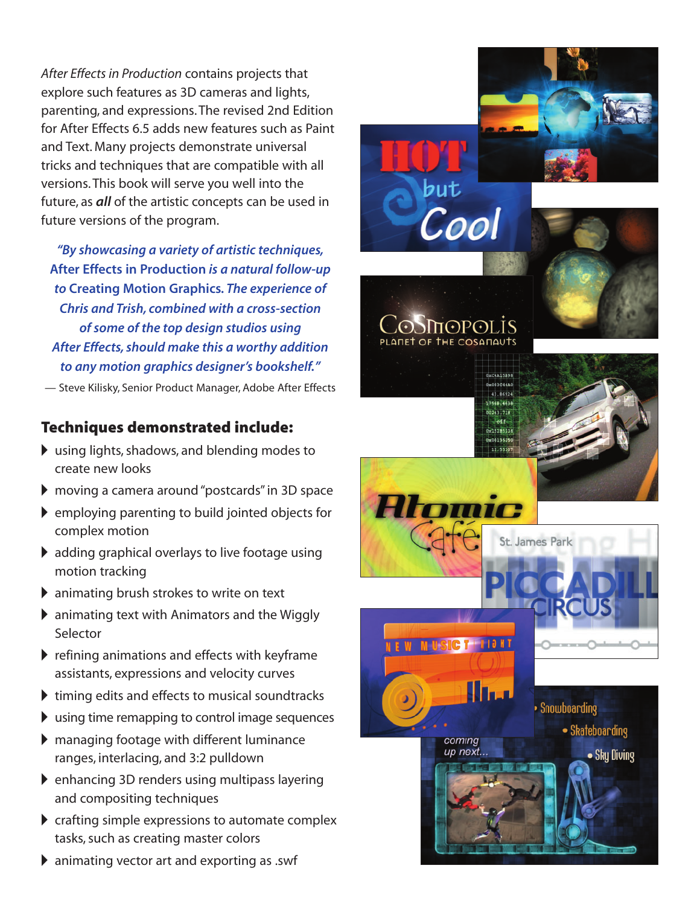*After Effects in Production* contains projects that explore such features as 3D cameras and lights, parenting, and expressions. The revised 2nd Edition for After Effects 6.5 adds new features such as Paint and Text. Many projects demonstrate universal tricks and techniques that are compatible with all versions. This book will serve you well into the future, as ***all*** of the artistic concepts can be used in future versions of the program.

> *"By showcasing a variety of artistic techniques,* After Effects in Production *is a natural follow-up to* Creating Motion Graphics. *The experience of Chris and Trish, combined with a cross-section of some of the top design studios using After Effects, should make this a worthy addition to any motion graphics designer's bookshelf."*
>
> — Steve Kilisky, Senior Product Manager, Adobe After Effects

## Techniques demonstrated include:

- using lights, shadows, and blending modes to create new looks
- moving a camera around "postcards" in 3D space
- employing parenting to build jointed objects for complex motion
- adding graphical overlays to live footage using motion tracking
- animating brush strokes to write on text
- animating text with Animators and the Wiggly Selector
- refining animations and effects with keyframe assistants, expressions and velocity curves
- timing edits and effects to musical soundtracks
- using time remapping to control image sequences
- managing footage with different luminance ranges, interlacing, and 3:2 pulldown
- enhancing 3D renders using multipass layering and compositing techniques
- crafting simple expressions to automate complex tasks, such as creating master colors
- animating vector art and exporting as .swf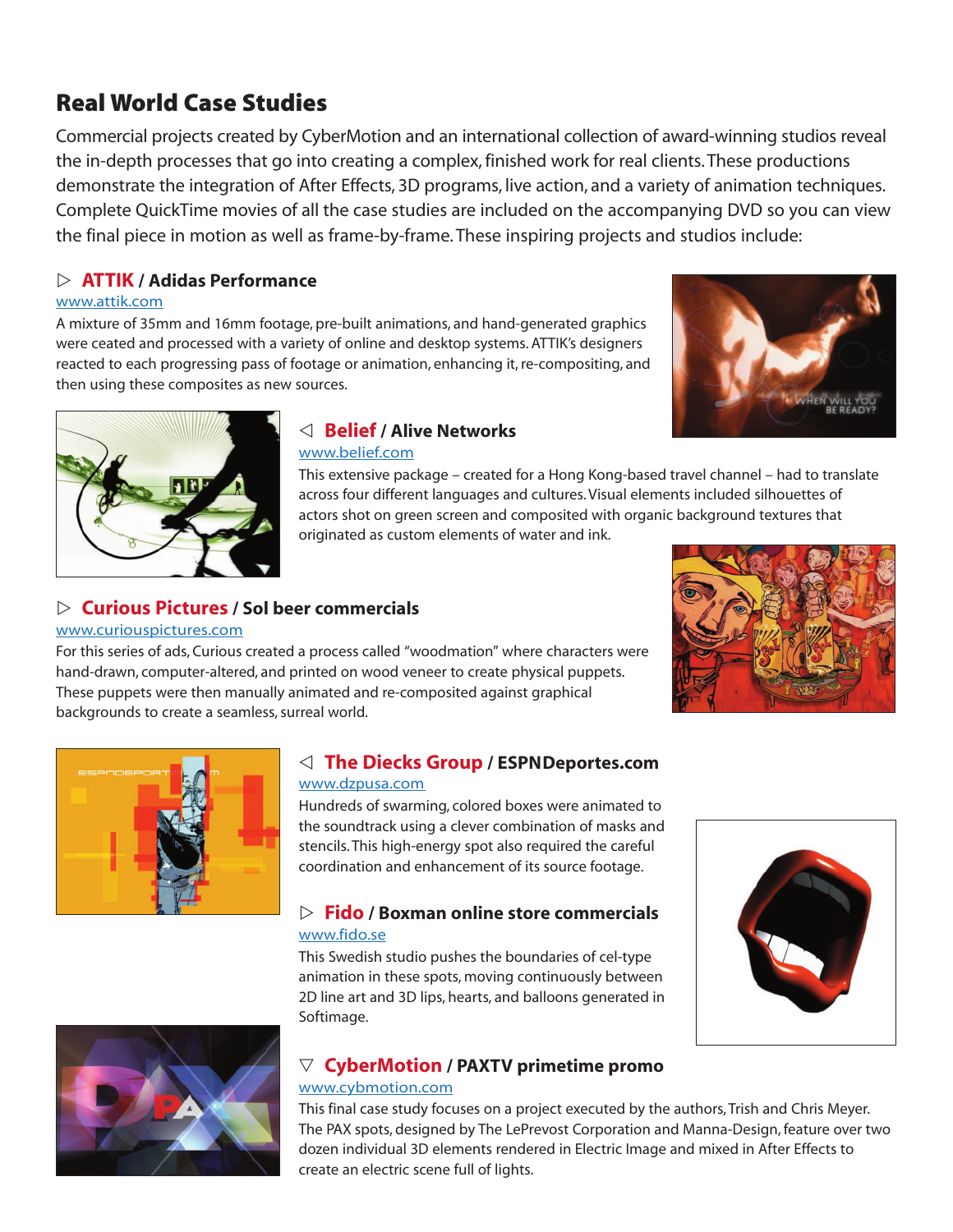## Real World Case Studies

Commercial projects created by CyberMotion and an international collection of award-winning studios reveal the in-depth processes that go into creating a complex, finished work for real clients. These productions demonstrate the integration of After Effects, 3D programs, live action, and a variety of animation techniques. Complete QuickTime movies of all the case studies are included on the accompanying DVD so you can view the final piece in motion as well as frame-by-frame. These inspiring projects and studios include:

### ▷ ATTIK / Adidas Performance

www.attik.com

A mixture of 35mm and 16mm footage, pre-built animations, and hand-generated graphics were ceated and processed with a variety of online and desktop systems. ATTIK's designers reacted to each progressing pass of footage or animation, enhancing it, re-compositing, and then using these composites as new sources.

### ◁ Belief / Alive Networks

www.belief.com

This extensive package – created for a Hong Kong-based travel channel – had to translate across four different languages and cultures. Visual elements included silhouettes of actors shot on green screen and composited with organic background textures that originated as custom elements of water and ink.

### ▷ Curious Pictures / Sol beer commercials

www.curiouspictures.com

For this series of ads, Curious created a process called "woodmation" where characters were hand-drawn, computer-altered, and printed on wood veneer to create physical puppets. These puppets were then manually animated and re-composited against graphical backgrounds to create a seamless, surreal world.

### ◁ The Diecks Group / ESPNDeportes.com

www.dzpusa.com

Hundreds of swarming, colored boxes were animated to the soundtrack using a clever combination of masks and stencils. This high-energy spot also required the careful coordination and enhancement of its source footage.

### ▷ Fido / Boxman online store commercials

www.fido.se

This Swedish studio pushes the boundaries of cel-type animation in these spots, moving continuously between 2D line art and 3D lips, hearts, and balloons generated in Softimage.

### ▽ CyberMotion / PAXTV primetime promo

www.cybmotion.com

This final case study focuses on a project executed by the authors, Trish and Chris Meyer. The PAX spots, designed by The LePrevost Corporation and Manna-Design, feature over two dozen individual 3D elements rendered in Electric Image and mixed in After Effects to create an electric scene full of lights.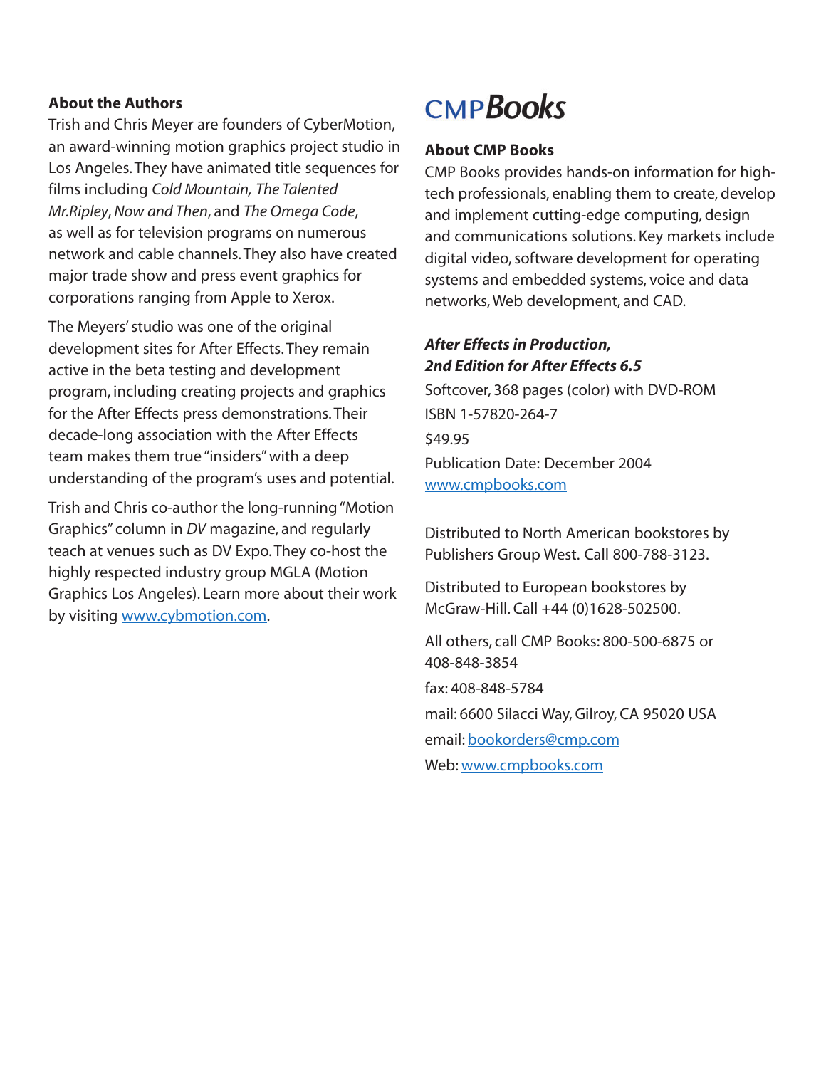## About the Authors

Trish and Chris Meyer are founders of CyberMotion, an award-winning motion graphics project studio in Los Angeles. They have animated title sequences for films including *Cold Mountain, The Talented Mr.Ripley*, *Now and Then*, and *The Omega Code*, as well as for television programs on numerous network and cable channels. They also have created major trade show and press event graphics for corporations ranging from Apple to Xerox.

The Meyers' studio was one of the original development sites for After Effects. They remain active in the beta testing and development program, including creating projects and graphics for the After Effects press demonstrations. Their decade-long association with the After Effects team makes them true "insiders" with a deep understanding of the program's uses and potential.

Trish and Chris co-author the long-running "Motion Graphics" column in *DV* magazine, and regularly teach at venues such as DV Expo. They co-host the highly respected industry group MGLA (Motion Graphics Los Angeles). Learn more about their work by visiting www.cybmotion.com.

# CMP*Books*

## About CMP Books

CMP Books provides hands-on information for high-tech professionals, enabling them to create, develop and implement cutting-edge computing, design and communications solutions. Key markets include digital video, software development for operating systems and embedded systems, voice and data networks, Web development, and CAD.

***After Effects in Production, 2nd Edition for After Effects 6.5***

Softcover, 368 pages (color) with DVD-ROM

ISBN 1-57820-264-7

$49.95

Publication Date: December 2004

www.cmpbooks.com

Distributed to North American bookstores by Publishers Group West. Call 800-788-3123.

Distributed to European bookstores by McGraw-Hill. Call +44 (0)1628-502500.

All others, call CMP Books: 800-500-6875 or 408-848-3854

fax: 408-848-5784

mail: 6600 Silacci Way, Gilroy, CA 95020 USA

email: bookorders@cmp.com

Web: www.cmpbooks.com